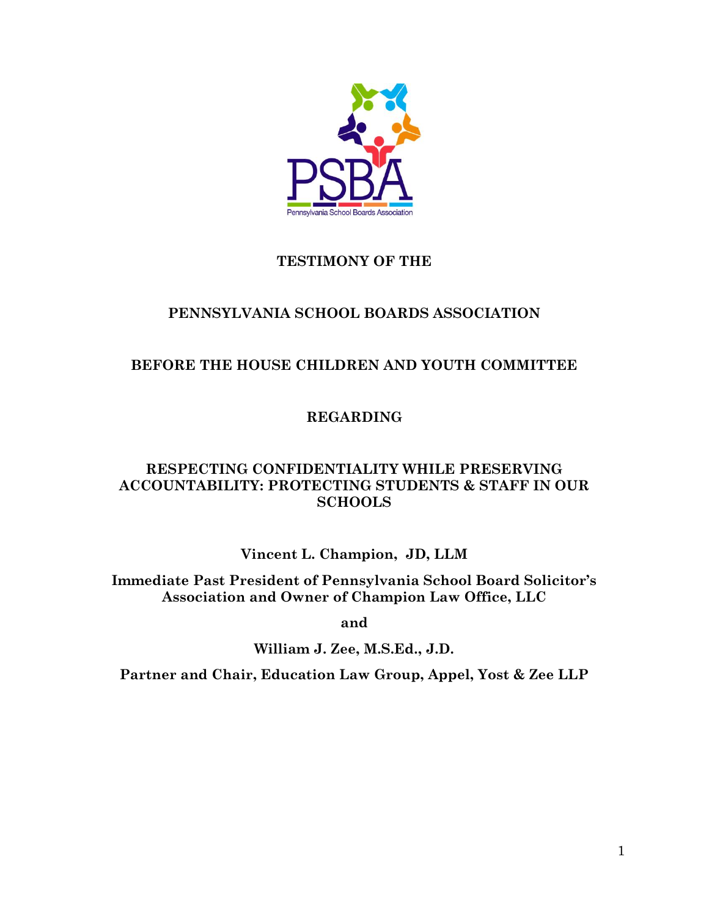PSBA

Pennsylvania School Boards Association

**TESTIMONY OF THE**

**PENNSYLVANIA SCHOOL BOARDS ASSOCIATION**

**BEFORE THE HOUSE CHILDREN AND YOUTH COMMITTEE**

**REGARDING**

**RESPECTING CONFIDENTIALITY WHILE PRESERVING ACCOUNTABILITY: PROTECTING STUDENTS & STAFF IN OUR SCHOOLS**

**Vincent L. Champion, JD, LLM**

**Immediate Past President of Pennsylvania School Board Solicitor's Association and Owner of Champion Law Office, LLC**

**and**

**William J. Zee, M.S.Ed., J.D.**

**Partner and Chair, Education Law Group, Appel, Yost & Zee LLP**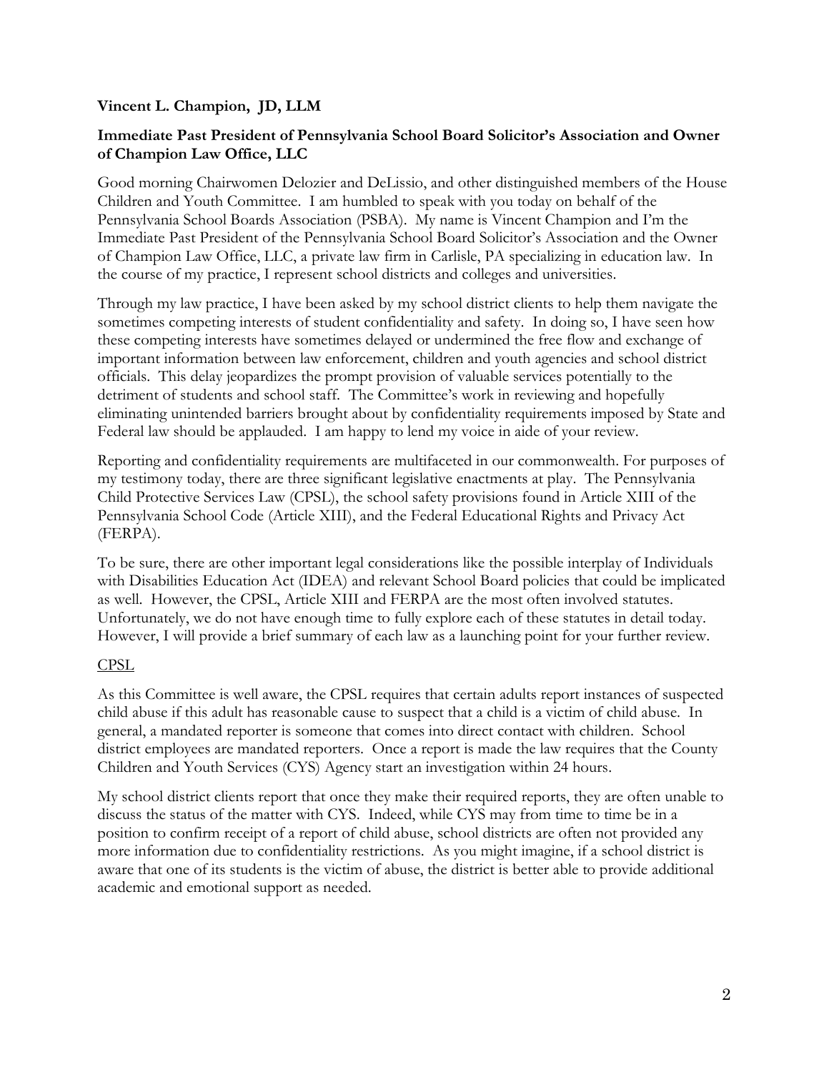**Vincent L. Champion, JD, LLM**

**Immediate Past President of Pennsylvania School Board Solicitor's Association and Owner of Champion Law Office, LLC**

Good morning Chairwomen Delozier and DeLissio, and other distinguished members of the House Children and Youth Committee. I am humbled to speak with you today on behalf of the Pennsylvania School Boards Association (PSBA). My name is Vincent Champion and I'm the Immediate Past President of the Pennsylvania School Board Solicitor's Association and the Owner of Champion Law Office, LLC, a private law firm in Carlisle, PA specializing in education law. In the course of my practice, I represent school districts and colleges and universities.

Through my law practice, I have been asked by my school district clients to help them navigate the sometimes competing interests of student confidentiality and safety. In doing so, I have seen how these competing interests have sometimes delayed or undermined the free flow and exchange of important information between law enforcement, children and youth agencies and school district officials. This delay jeopardizes the prompt provision of valuable services potentially to the detriment of students and school staff. The Committee's work in reviewing and hopefully eliminating unintended barriers brought about by confidentiality requirements imposed by State and Federal law should be applauded. I am happy to lend my voice in aide of your review.

Reporting and confidentiality requirements are multifaceted in our commonwealth. For purposes of my testimony today, there are three significant legislative enactments at play. The Pennsylvania Child Protective Services Law (CPSL), the school safety provisions found in Article XIII of the Pennsylvania School Code (Article XIII), and the Federal Educational Rights and Privacy Act (FERPA).

To be sure, there are other important legal considerations like the possible interplay of Individuals with Disabilities Education Act (IDEA) and relevant School Board policies that could be implicated as well. However, the CPSL, Article XIII and FERPA are the most often involved statutes. Unfortunately, we do not have enough time to fully explore each of these statutes in detail today. However, I will provide a brief summary of each law as a launching point for your further review.

<u>CPSL</u>

As this Committee is well aware, the CPSL requires that certain adults report instances of suspected child abuse if this adult has reasonable cause to suspect that a child is a victim of child abuse. In general, a mandated reporter is someone that comes into direct contact with children. School district employees are mandated reporters. Once a report is made the law requires that the County Children and Youth Services (CYS) Agency start an investigation within 24 hours.

My school district clients report that once they make their required reports, they are often unable to discuss the status of the matter with CYS. Indeed, while CYS may from time to time be in a position to confirm receipt of a report of child abuse, school districts are often not provided any more information due to confidentiality restrictions. As you might imagine, if a school district is aware that one of its students is the victim of abuse, the district is better able to provide additional academic and emotional support as needed.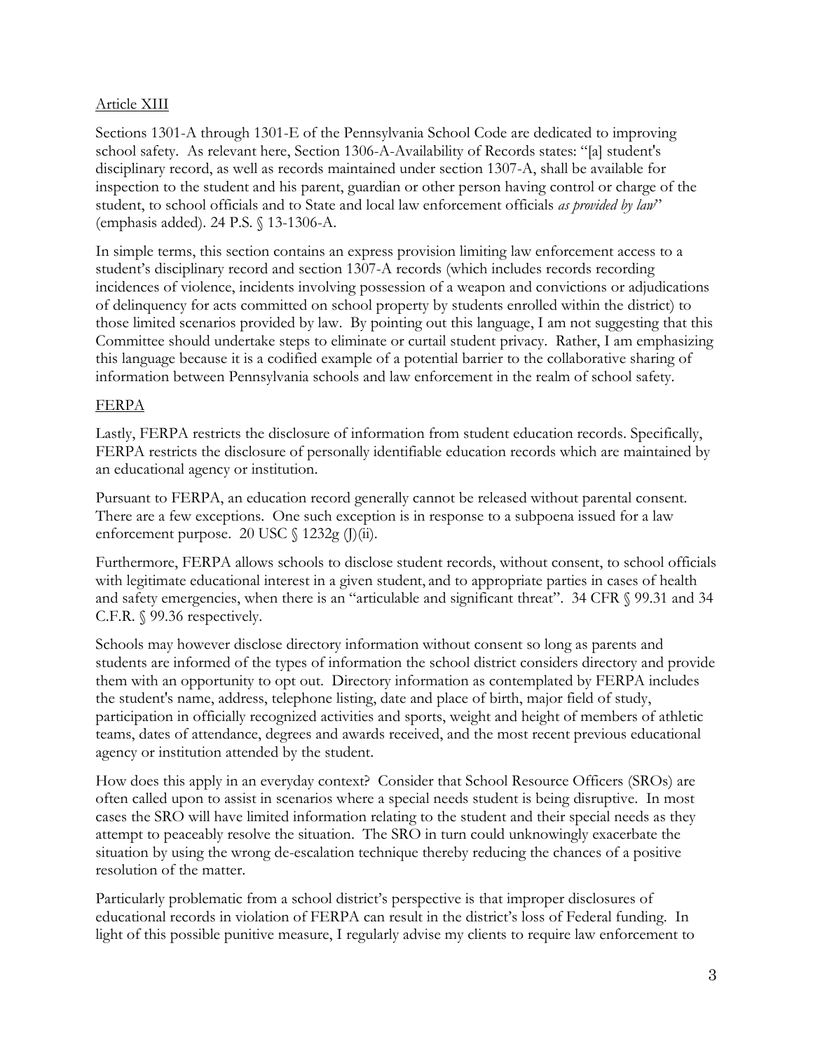Article XIII

Sections 1301-A through 1301-E of the Pennsylvania School Code are dedicated to improving school safety. As relevant here, Section 1306-A-Availability of Records states: "[a] student's disciplinary record, as well as records maintained under section 1307-A, shall be available for inspection to the student and his parent, guardian or other person having control or charge of the student, to school officials and to State and local law enforcement officials *as provided by law*" (emphasis added). 24 P.S. § 13-1306-A.

In simple terms, this section contains an express provision limiting law enforcement access to a student's disciplinary record and section 1307-A records (which includes records recording incidences of violence, incidents involving possession of a weapon and convictions or adjudications of delinquency for acts committed on school property by students enrolled within the district) to those limited scenarios provided by law. By pointing out this language, I am not suggesting that this Committee should undertake steps to eliminate or curtail student privacy. Rather, I am emphasizing this language because it is a codified example of a potential barrier to the collaborative sharing of information between Pennsylvania schools and law enforcement in the realm of school safety.

FERPA

Lastly, FERPA restricts the disclosure of information from student education records. Specifically, FERPA restricts the disclosure of personally identifiable education records which are maintained by an educational agency or institution.

Pursuant to FERPA, an education record generally cannot be released without parental consent. There are a few exceptions. One such exception is in response to a subpoena issued for a law enforcement purpose. 20 USC § 1232g (J)(ii).

Furthermore, FERPA allows schools to disclose student records, without consent, to school officials with legitimate educational interest in a given student, and to appropriate parties in cases of health and safety emergencies, when there is an "articulable and significant threat". 34 CFR § 99.31 and 34 C.F.R. § 99.36 respectively.

Schools may however disclose directory information without consent so long as parents and students are informed of the types of information the school district considers directory and provide them with an opportunity to opt out. Directory information as contemplated by FERPA includes the student's name, address, telephone listing, date and place of birth, major field of study, participation in officially recognized activities and sports, weight and height of members of athletic teams, dates of attendance, degrees and awards received, and the most recent previous educational agency or institution attended by the student.

How does this apply in an everyday context? Consider that School Resource Officers (SROs) are often called upon to assist in scenarios where a special needs student is being disruptive. In most cases the SRO will have limited information relating to the student and their special needs as they attempt to peaceably resolve the situation. The SRO in turn could unknowingly exacerbate the situation by using the wrong de-escalation technique thereby reducing the chances of a positive resolution of the matter.

Particularly problematic from a school district's perspective is that improper disclosures of educational records in violation of FERPA can result in the district's loss of Federal funding. In light of this possible punitive measure, I regularly advise my clients to require law enforcement to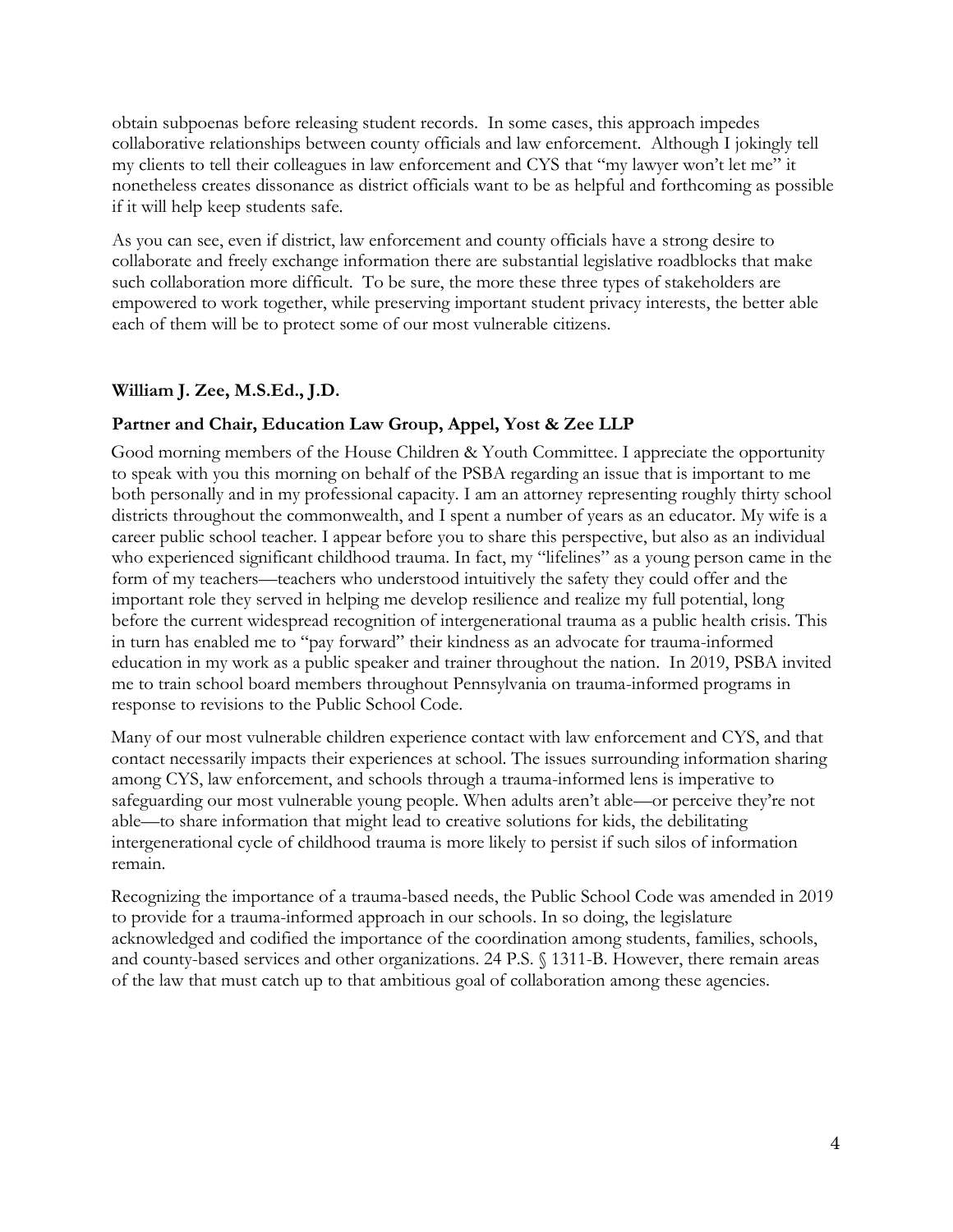obtain subpoenas before releasing student records. In some cases, this approach impedes collaborative relationships between county officials and law enforcement. Although I jokingly tell my clients to tell their colleagues in law enforcement and CYS that "my lawyer won't let me" it nonetheless creates dissonance as district officials want to be as helpful and forthcoming as possible if it will help keep students safe.

As you can see, even if district, law enforcement and county officials have a strong desire to collaborate and freely exchange information there are substantial legislative roadblocks that make such collaboration more difficult. To be sure, the more these three types of stakeholders are empowered to work together, while preserving important student privacy interests, the better able each of them will be to protect some of our most vulnerable citizens.

**William J. Zee, M.S.Ed., J.D.**

**Partner and Chair, Education Law Group, Appel, Yost & Zee LLP**

Good morning members of the House Children & Youth Committee. I appreciate the opportunity to speak with you this morning on behalf of the PSBA regarding an issue that is important to me both personally and in my professional capacity. I am an attorney representing roughly thirty school districts throughout the commonwealth, and I spent a number of years as an educator. My wife is a career public school teacher. I appear before you to share this perspective, but also as an individual who experienced significant childhood trauma. In fact, my "lifelines" as a young person came in the form of my teachers—teachers who understood intuitively the safety they could offer and the important role they served in helping me develop resilience and realize my full potential, long before the current widespread recognition of intergenerational trauma as a public health crisis. This in turn has enabled me to "pay forward" their kindness as an advocate for trauma-informed education in my work as a public speaker and trainer throughout the nation. In 2019, PSBA invited me to train school board members throughout Pennsylvania on trauma-informed programs in response to revisions to the Public School Code.

Many of our most vulnerable children experience contact with law enforcement and CYS, and that contact necessarily impacts their experiences at school. The issues surrounding information sharing among CYS, law enforcement, and schools through a trauma-informed lens is imperative to safeguarding our most vulnerable young people. When adults aren't able—or perceive they're not able—to share information that might lead to creative solutions for kids, the debilitating intergenerational cycle of childhood trauma is more likely to persist if such silos of information remain.

Recognizing the importance of a trauma-based needs, the Public School Code was amended in 2019 to provide for a trauma-informed approach in our schools. In so doing, the legislature acknowledged and codified the importance of the coordination among students, families, schools, and county-based services and other organizations. 24 P.S. § 1311-B. However, there remain areas of the law that must catch up to that ambitious goal of collaboration among these agencies.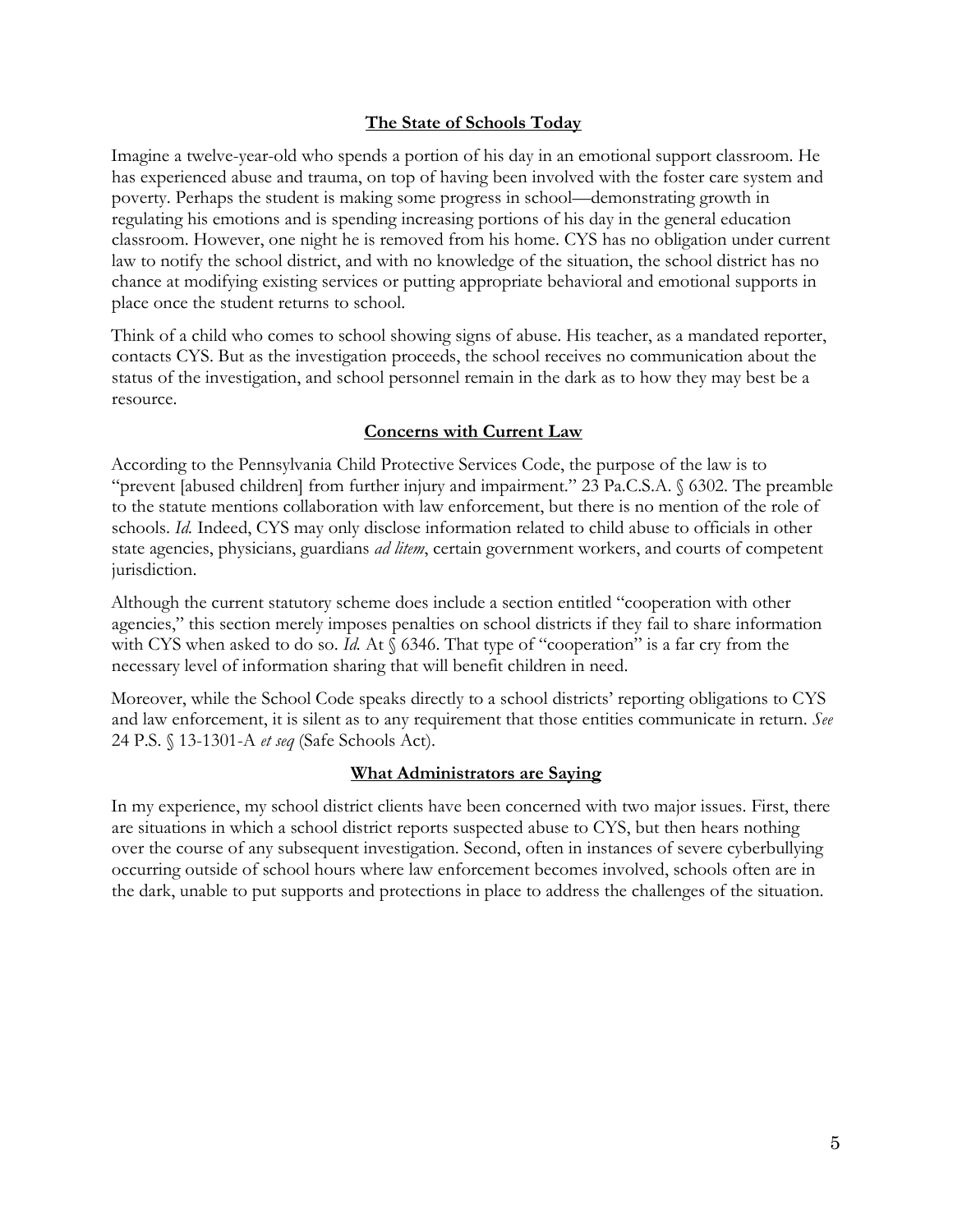## The State of Schools Today

Imagine a twelve-year-old who spends a portion of his day in an emotional support classroom. He has experienced abuse and trauma, on top of having been involved with the foster care system and poverty. Perhaps the student is making some progress in school—demonstrating growth in regulating his emotions and is spending increasing portions of his day in the general education classroom. However, one night he is removed from his home. CYS has no obligation under current law to notify the school district, and with no knowledge of the situation, the school district has no chance at modifying existing services or putting appropriate behavioral and emotional supports in place once the student returns to school.

Think of a child who comes to school showing signs of abuse. His teacher, as a mandated reporter, contacts CYS. But as the investigation proceeds, the school receives no communication about the status of the investigation, and school personnel remain in the dark as to how they may best be a resource.

## Concerns with Current Law

According to the Pennsylvania Child Protective Services Code, the purpose of the law is to "prevent [abused children] from further injury and impairment." 23 Pa.C.S.A. § 6302. The preamble to the statute mentions collaboration with law enforcement, but there is no mention of the role of schools. *Id.* Indeed, CYS may only disclose information related to child abuse to officials in other state agencies, physicians, guardians *ad litem*, certain government workers, and courts of competent jurisdiction.

Although the current statutory scheme does include a section entitled "cooperation with other agencies," this section merely imposes penalties on school districts if they fail to share information with CYS when asked to do so. *Id.* At § 6346. That type of "cooperation" is a far cry from the necessary level of information sharing that will benefit children in need.

Moreover, while the School Code speaks directly to a school districts' reporting obligations to CYS and law enforcement, it is silent as to any requirement that those entities communicate in return. *See* 24 P.S. § 13-1301-A *et seq* (Safe Schools Act).

## What Administrators are Saying

In my experience, my school district clients have been concerned with two major issues. First, there are situations in which a school district reports suspected abuse to CYS, but then hears nothing over the course of any subsequent investigation. Second, often in instances of severe cyberbullying occurring outside of school hours where law enforcement becomes involved, schools often are in the dark, unable to put supports and protections in place to address the challenges of the situation.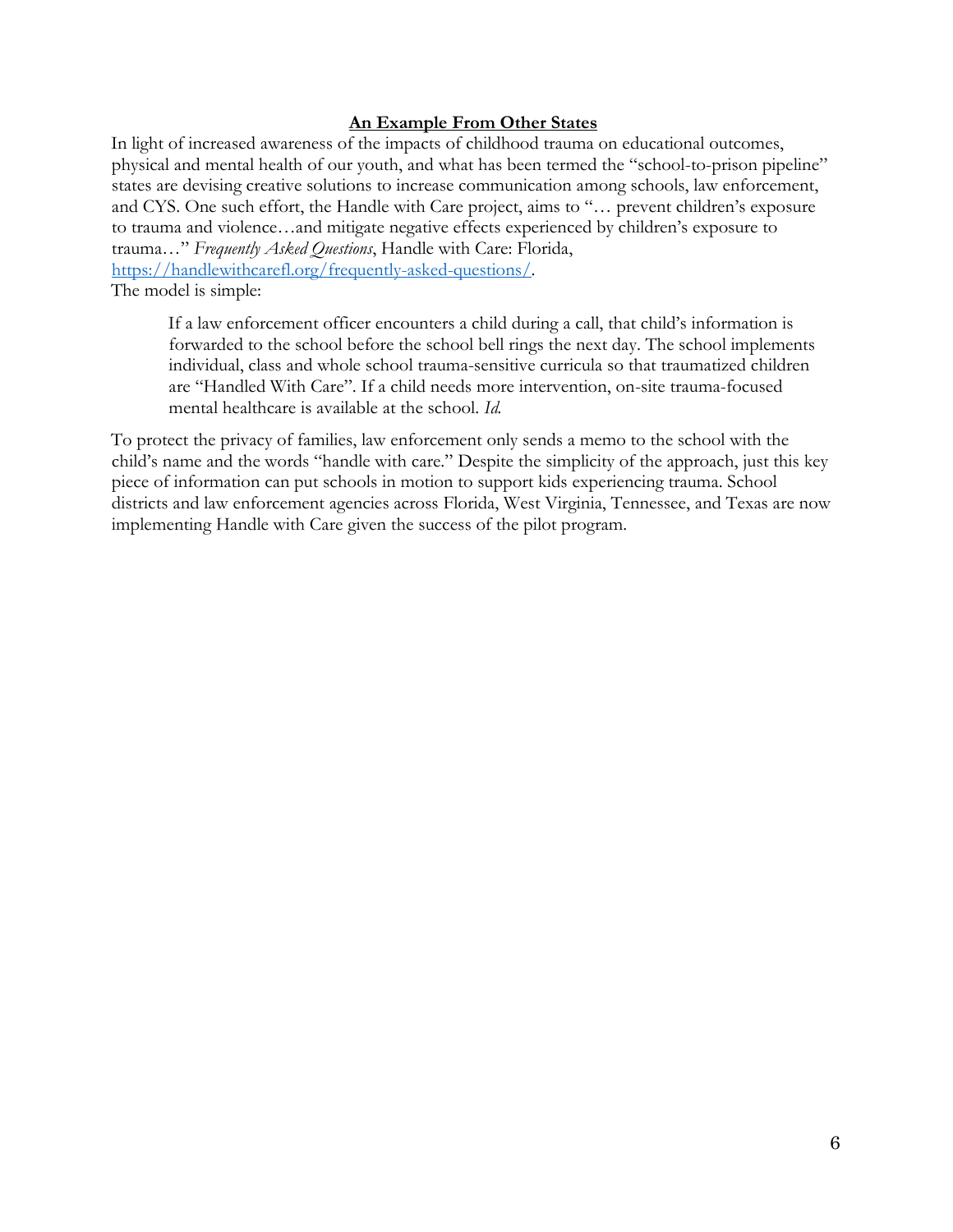## **An Example From Other States**

In light of increased awareness of the impacts of childhood trauma on educational outcomes, physical and mental health of our youth, and what has been termed the "school-to-prison pipeline" states are devising creative solutions to increase communication among schools, law enforcement, and CYS. One such effort, the Handle with Care project, aims to "… prevent children's exposure to trauma and violence…and mitigate negative effects experienced by children's exposure to trauma…" *Frequently Asked Questions*, Handle with Care: Florida, [https://handlewithcarefl.org/frequently-asked-questions/](https://handlewithcarefl.org/frequently-asked-questions/).
The model is simple:

> If a law enforcement officer encounters a child during a call, that child's information is forwarded to the school before the school bell rings the next day. The school implements individual, class and whole school trauma-sensitive curricula so that traumatized children are "Handled With Care". If a child needs more intervention, on-site trauma-focused mental healthcare is available at the school. *Id.*

To protect the privacy of families, law enforcement only sends a memo to the school with the child's name and the words "handle with care." Despite the simplicity of the approach, just this key piece of information can put schools in motion to support kids experiencing trauma. School districts and law enforcement agencies across Florida, West Virginia, Tennessee, and Texas are now implementing Handle with Care given the success of the pilot program.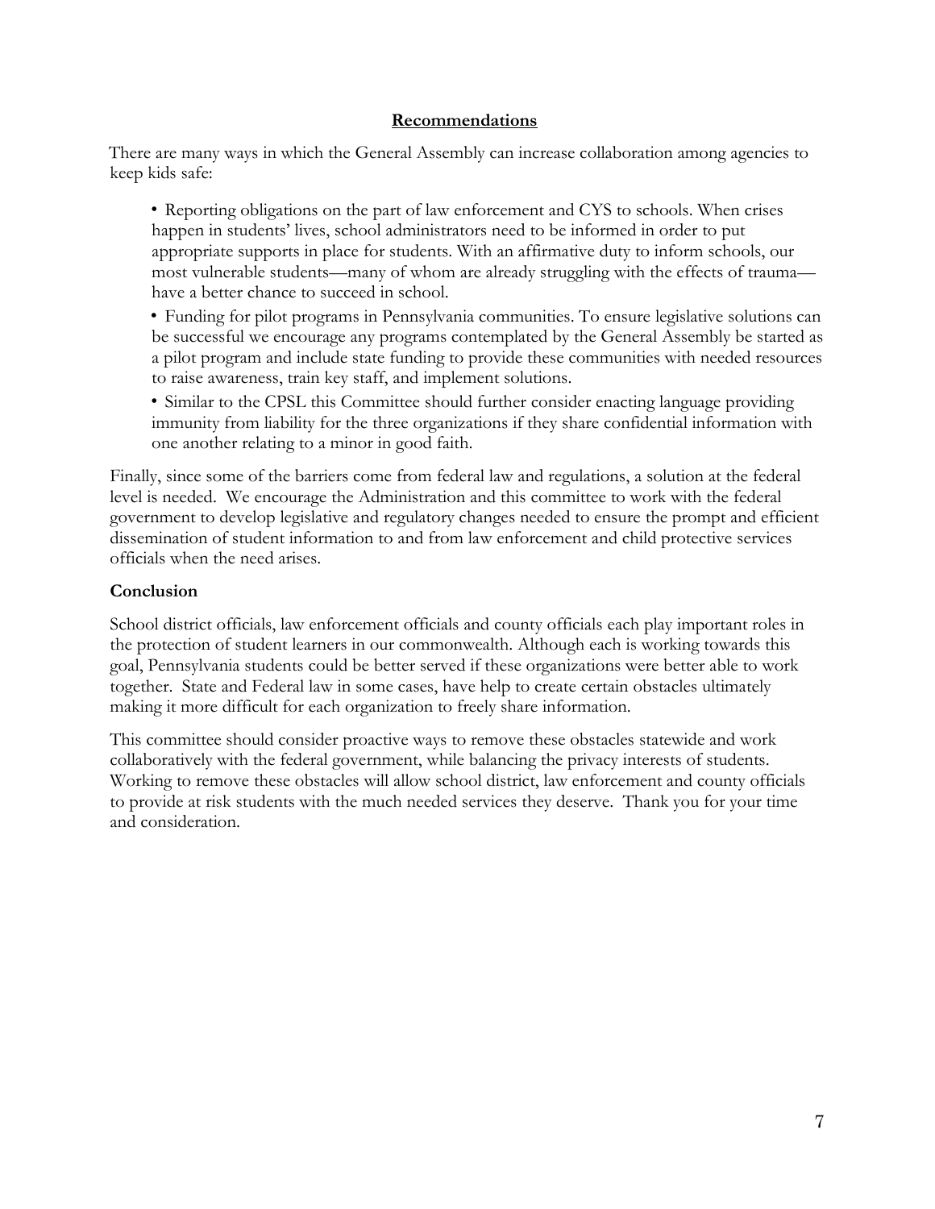## **Recommendations**

There are many ways in which the General Assembly can increase collaboration among agencies to keep kids safe:

- Reporting obligations on the part of law enforcement and CYS to schools. When crises happen in students' lives, school administrators need to be informed in order to put appropriate supports in place for students. With an affirmative duty to inform schools, our most vulnerable students—many of whom are already struggling with the effects of trauma—have a better chance to succeed in school.
- Funding for pilot programs in Pennsylvania communities. To ensure legislative solutions can be successful we encourage any programs contemplated by the General Assembly be started as a pilot program and include state funding to provide these communities with needed resources to raise awareness, train key staff, and implement solutions.
- Similar to the CPSL this Committee should further consider enacting language providing immunity from liability for the three organizations if they share confidential information with one another relating to a minor in good faith.

Finally, since some of the barriers come from federal law and regulations, a solution at the federal level is needed. We encourage the Administration and this committee to work with the federal government to develop legislative and regulatory changes needed to ensure the prompt and efficient dissemination of student information to and from law enforcement and child protective services officials when the need arises.

### **Conclusion**

School district officials, law enforcement officials and county officials each play important roles in the protection of student learners in our commonwealth. Although each is working towards this goal, Pennsylvania students could be better served if these organizations were better able to work together. State and Federal law in some cases, have help to create certain obstacles ultimately making it more difficult for each organization to freely share information.

This committee should consider proactive ways to remove these obstacles statewide and work collaboratively with the federal government, while balancing the privacy interests of students. Working to remove these obstacles will allow school district, law enforcement and county officials to provide at risk students with the much needed services they deserve. Thank you for your time and consideration.